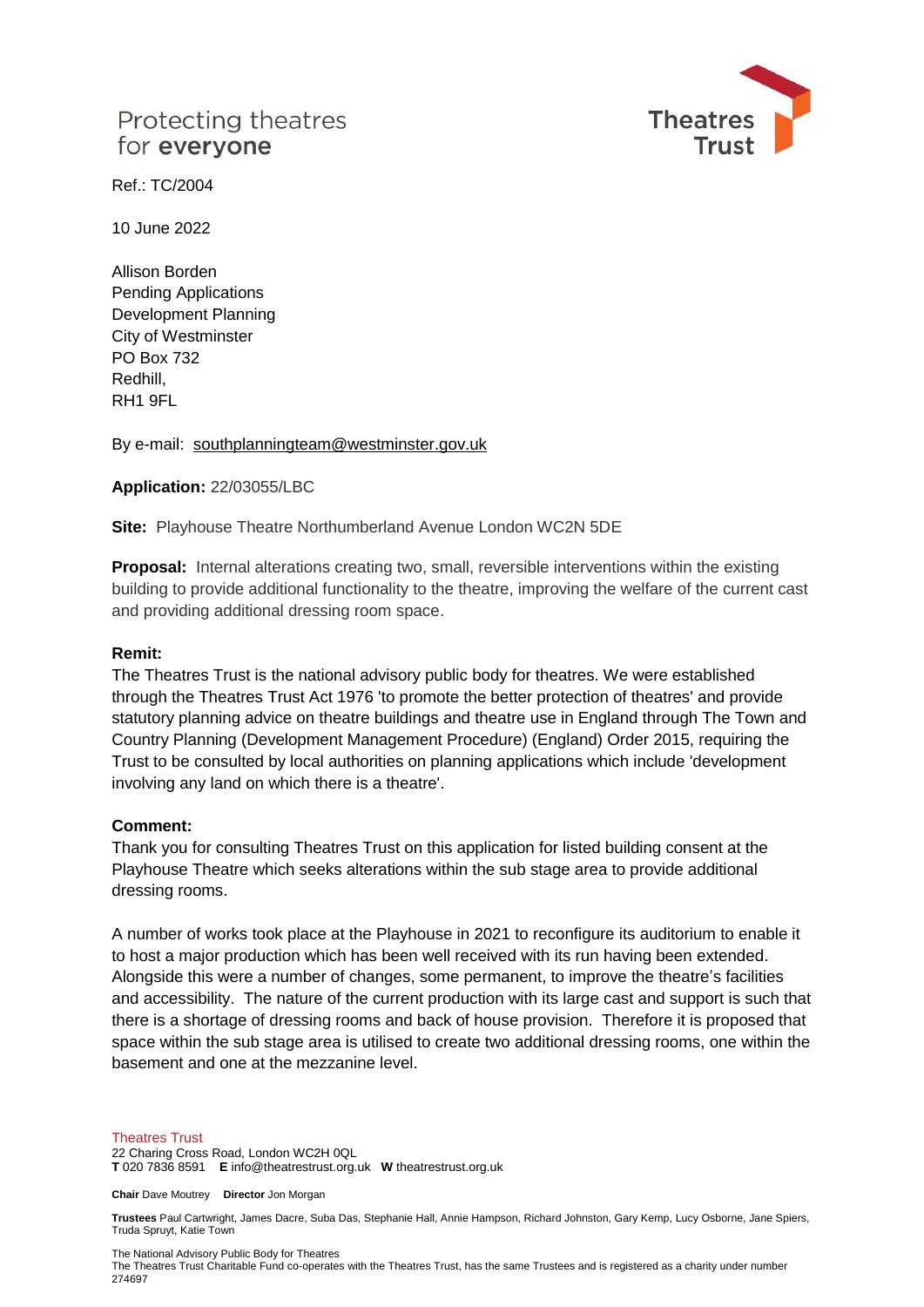Protecting theatres
for **everyone**

Theatres Trust

Ref.: TC/2004

10 June 2022

Allison Borden
Pending Applications
Development Planning
City of Westminster
PO Box 732
Redhill,
RH1 9FL

By e-mail: southplanningteam@westminster.gov.uk

**Application:** 22/03055/LBC

**Site:** Playhouse Theatre Northumberland Avenue London WC2N 5DE

**Proposal:** Internal alterations creating two, small, reversible interventions within the existing building to provide additional functionality to the theatre, improving the welfare of the current cast and providing additional dressing room space.

**Remit:**
The Theatres Trust is the national advisory public body for theatres. We were established through the Theatres Trust Act 1976 'to promote the better protection of theatres' and provide statutory planning advice on theatre buildings and theatre use in England through The Town and Country Planning (Development Management Procedure) (England) Order 2015, requiring the Trust to be consulted by local authorities on planning applications which include 'development involving any land on which there is a theatre'.

**Comment:**
Thank you for consulting Theatres Trust on this application for listed building consent at the Playhouse Theatre which seeks alterations within the sub stage area to provide additional dressing rooms.

A number of works took place at the Playhouse in 2021 to reconfigure its auditorium to enable it to host a major production which has been well received with its run having been extended. Alongside this were a number of changes, some permanent, to improve the theatre's facilities and accessibility. The nature of the current production with its large cast and support is such that there is a shortage of dressing rooms and back of house provision. Therefore it is proposed that space within the sub stage area is utilised to create two additional dressing rooms, one within the basement and one at the mezzanine level.

Theatres Trust
22 Charing Cross Road, London WC2H 0QL
**T** 020 7836 8591 **E** info@theatrestrust.org.uk **W** theatrestrust.org.uk

**Chair** Dave Moutrey **Director** Jon Morgan

**Trustees** Paul Cartwright, James Dacre, Suba Das, Stephanie Hall, Annie Hampson, Richard Johnston, Gary Kemp, Lucy Osborne, Jane Spiers, Truda Spruyt, Katie Town

The National Advisory Public Body for Theatres
The Theatres Trust Charitable Fund co-operates with the Theatres Trust, has the same Trustees and is registered as a charity under number 274697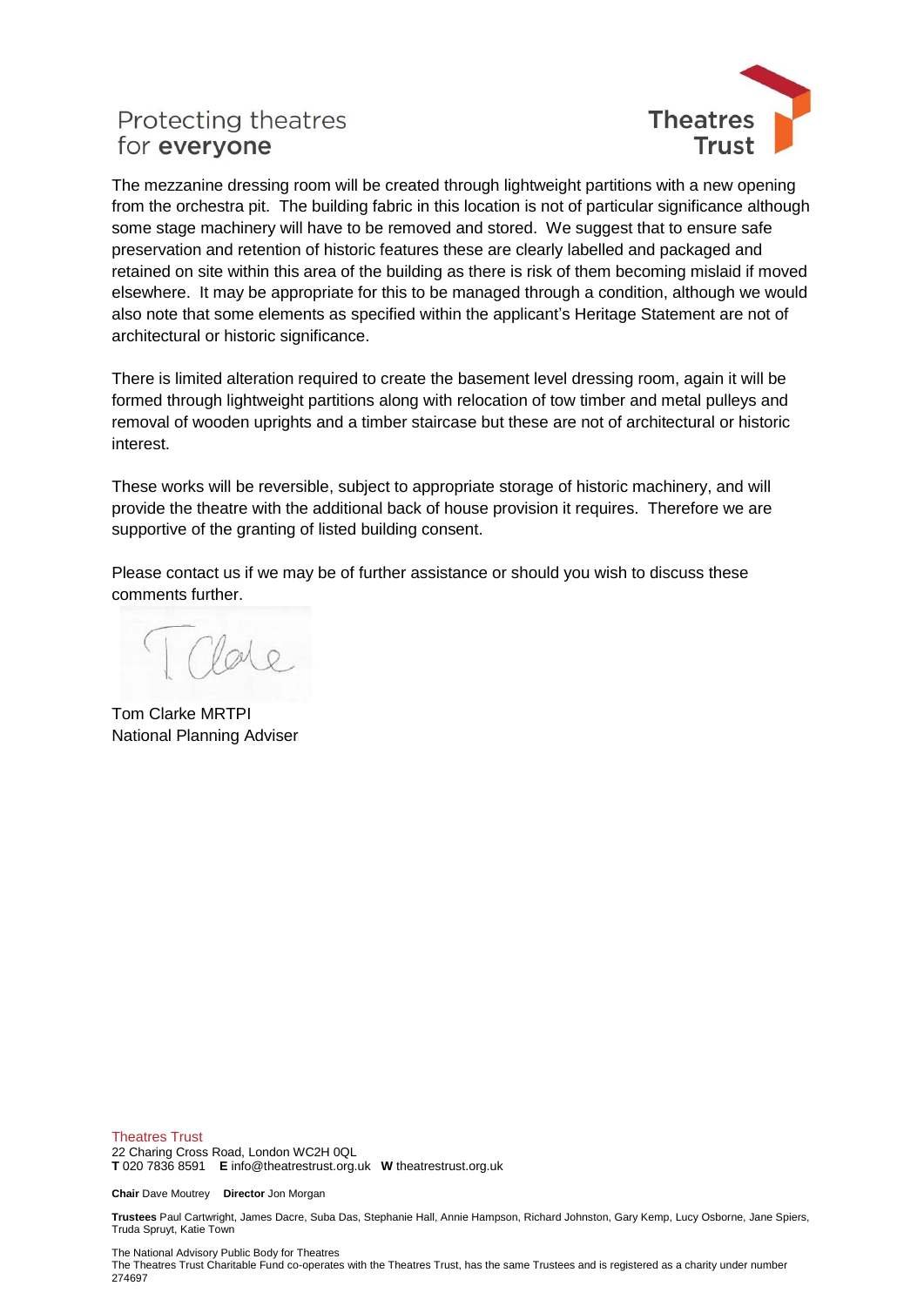The mezzanine dressing room will be created through lightweight partitions with a new opening from the orchestra pit. The building fabric in this location is not of particular significance although some stage machinery will have to be removed and stored. We suggest that to ensure safe preservation and retention of historic features these are clearly labelled and packaged and retained on site within this area of the building as there is risk of them becoming mislaid if moved elsewhere. It may be appropriate for this to be managed through a condition, although we would also note that some elements as specified within the applicant's Heritage Statement are not of architectural or historic significance.

There is limited alteration required to create the basement level dressing room, again it will be formed through lightweight partitions along with relocation of tow timber and metal pulleys and removal of wooden uprights and a timber staircase but these are not of architectural or historic interest.

These works will be reversible, subject to appropriate storage of historic machinery, and will provide the theatre with the additional back of house provision it requires. Therefore we are supportive of the granting of listed building consent.

Please contact us if we may be of further assistance or should you wish to discuss these comments further.

T Clarke

Tom Clarke MRTPI
National Planning Adviser

Theatres Trust
22 Charing Cross Road, London WC2H 0QL
**T** 020 7836 8591 **E** info@theatrestrust.org.uk **W** theatrestrust.org.uk

**Chair** Dave Moutrey **Director** Jon Morgan

**Trustees** Paul Cartwright, James Dacre, Suba Das, Stephanie Hall, Annie Hampson, Richard Johnston, Gary Kemp, Lucy Osborne, Jane Spiers, Truda Spruyt, Katie Town

The National Advisory Public Body for Theatres
The Theatres Trust Charitable Fund co-operates with the Theatres Trust, has the same Trustees and is registered as a charity under number 274697